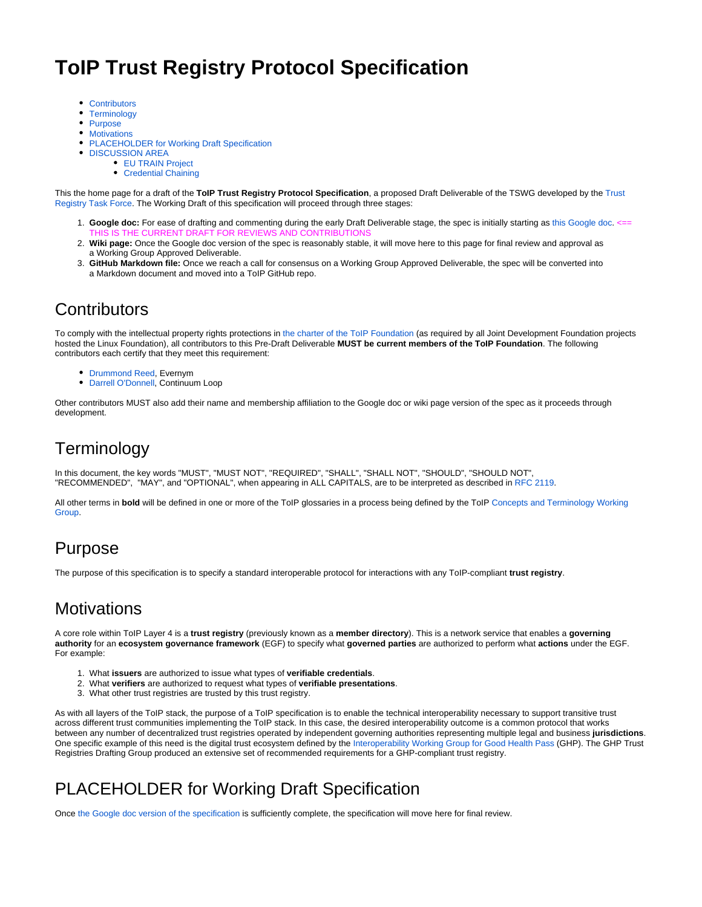# ToIP Trust Registry Protocol Specification

- Contributors
- Terminology
- Purpose
- Motivations
- PLACEHOLDER for Working Draft Specification
- DISCUSSION AREA
    - EU TRAIN Project
    - Credential Chaining

This the home page for a draft of the **ToIP Trust Registry Protocol Specification**, a proposed Draft Deliverable of the TSWG developed by the Trust Registry Task Force. The Working Draft of this specification will proceed through three stages:

1. **Google doc:** For ease of drafting and commenting during the early Draft Deliverable stage, the spec is initially starting as this Google doc. <== THIS IS THE CURRENT DRAFT FOR REVIEWS AND CONTRIBUTIONS
2. **Wiki page:** Once the Google doc version of the spec is reasonably stable, it will move here to this page for final review and approval as a Working Group Approved Deliverable.
3. **GitHub Markdown file:** Once we reach a call for consensus on a Working Group Approved Deliverable, the spec will be converted into a Markdown document and moved into a ToIP GitHub repo.

## Contributors

To comply with the intellectual property rights protections in the charter of the ToIP Foundation (as required by all Joint Development Foundation projects hosted the Linux Foundation), all contributors to this Pre-Draft Deliverable **MUST be current members of the ToIP Foundation**. The following contributors each certify that they meet this requirement:

- Drummond Reed, Evernym
- Darrell O'Donnell, Continuum Loop

Other contributors MUST also add their name and membership affiliation to the Google doc or wiki page version of the spec as it proceeds through development.

## Terminology

In this document, the key words "MUST", "MUST NOT", "REQUIRED", "SHALL", "SHALL NOT", "SHOULD", "SHOULD NOT", "RECOMMENDED", "MAY", and "OPTIONAL", when appearing in ALL CAPITALS, are to be interpreted as described in RFC 2119.

All other terms in **bold** will be defined in one or more of the ToIP glossaries in a process being defined by the ToIP Concepts and Terminology Working Group.

## Purpose

The purpose of this specification is to specify a standard interoperable protocol for interactions with any ToIP-compliant **trust registry**.

## Motivations

A core role within ToIP Layer 4 is a **trust registry** (previously known as a **member directory**). This is a network service that enables a **governing authority** for an **ecosystem governance framework** (EGF) to specify what **governed parties** are authorized to perform what **actions** under the EGF. For example:

1. What **issuers** are authorized to issue what types of **verifiable credentials**.
2. What **verifiers** are authorized to request what types of **verifiable presentations**.
3. What other trust registries are trusted by this trust registry.

As with all layers of the ToIP stack, the purpose of a ToIP specification is to enable the technical interoperability necessary to support transitive trust across different trust communities implementing the ToIP stack. In this case, the desired interoperability outcome is a common protocol that works between any number of decentralized trust registries operated by independent governing authorities representing multiple legal and business **jurisdictions**. One specific example of this need is the digital trust ecosystem defined by the Interoperability Working Group for Good Health Pass (GHP). The GHP Trust Registries Drafting Group produced an extensive set of recommended requirements for a GHP-compliant trust registry.

## PLACEHOLDER for Working Draft Specification

Once the Google doc version of the specification is sufficiently complete, the specification will move here for final review.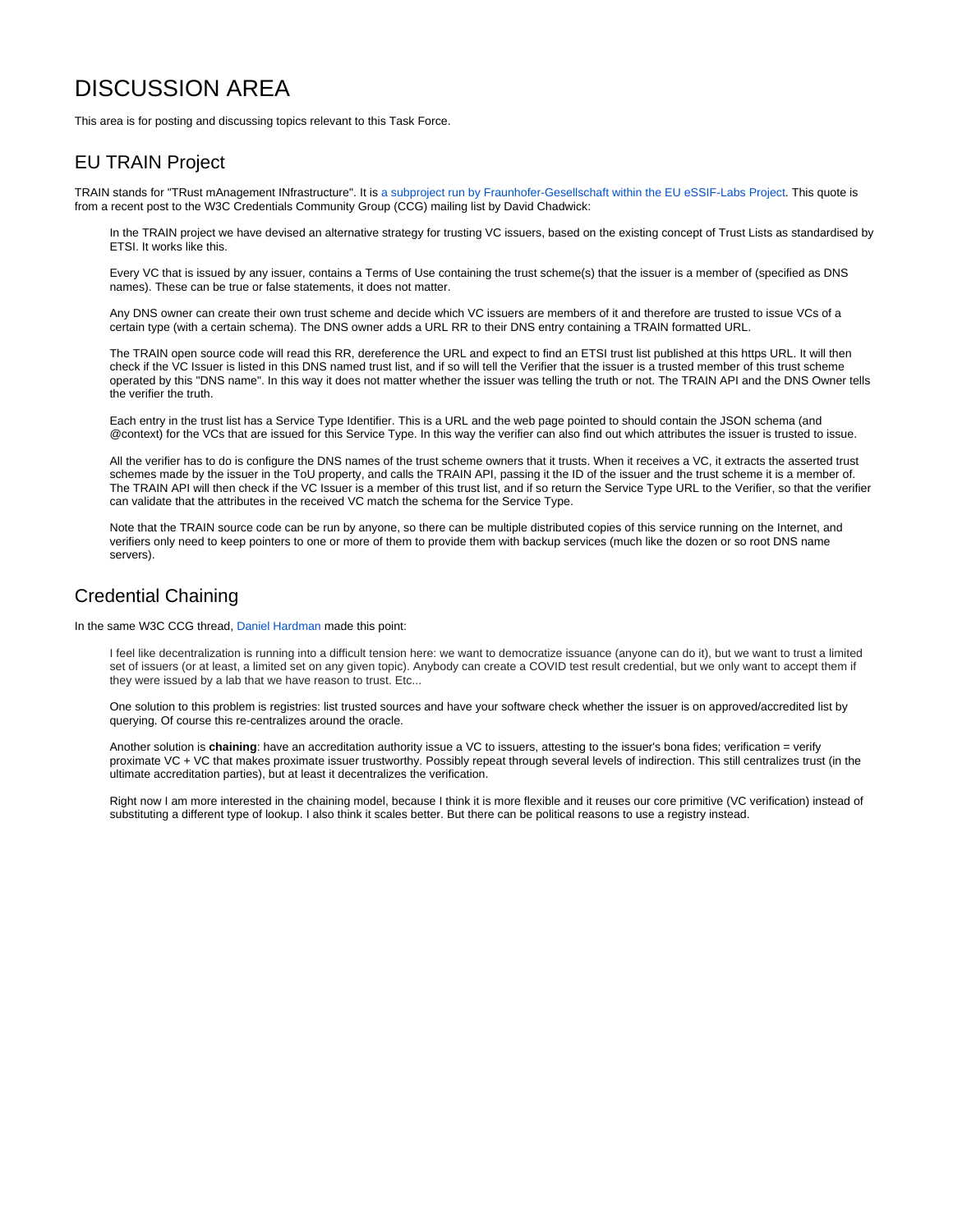# DISCUSSION AREA

This area is for posting and discussing topics relevant to this Task Force.

## EU TRAIN Project

TRAIN stands for "TRust mAnagement INfrastructure". It is a subproject run by Fraunhofer-Gesellschaft within the EU eSSIF-Labs Project. This quote is from a recent post to the W3C Credentials Community Group (CCG) mailing list by David Chadwick:

> In the TRAIN project we have devised an alternative strategy for trusting VC issuers, based on the existing concept of Trust Lists as standardised by ETSI. It works like this.
>
> Every VC that is issued by any issuer, contains a Terms of Use containing the trust scheme(s) that the issuer is a member of (specified as DNS names). These can be true or false statements, it does not matter.
>
> Any DNS owner can create their own trust scheme and decide which VC issuers are members of it and therefore are trusted to issue VCs of a certain type (with a certain schema). The DNS owner adds a URL RR to their DNS entry containing a TRAIN formatted URL.
>
> The TRAIN open source code will read this RR, dereference the URL and expect to find an ETSI trust list published at this https URL. It will then check if the VC Issuer is listed in this DNS named trust list, and if so will tell the Verifier that the issuer is a trusted member of this trust scheme operated by this "DNS name". In this way it does not matter whether the issuer was telling the truth or not. The TRAIN API and the DNS Owner tells the verifier the truth.
>
> Each entry in the trust list has a Service Type Identifier. This is a URL and the web page pointed to should contain the JSON schema (and @context) for the VCs that are issued for this Service Type. In this way the verifier can also find out which attributes the issuer is trusted to issue.
>
> All the verifier has to do is configure the DNS names of the trust scheme owners that it trusts. When it receives a VC, it extracts the asserted trust schemes made by the issuer in the ToU property, and calls the TRAIN API, passing it the ID of the issuer and the trust scheme it is a member of. The TRAIN API will then check if the VC Issuer is a member of this trust list, and if so return the Service Type URL to the Verifier, so that the verifier can validate that the attributes in the received VC match the schema for the Service Type.
>
> Note that the TRAIN source code can be run by anyone, so there can be multiple distributed copies of this service running on the Internet, and verifiers only need to keep pointers to one or more of them to provide them with backup services (much like the dozen or so root DNS name servers).

## Credential Chaining

In the same W3C CCG thread, Daniel Hardman made this point:

> I feel like decentralization is running into a difficult tension here: we want to democratize issuance (anyone can do it), but we want to trust a limited set of issuers (or at least, a limited set on any given topic). Anybody can create a COVID test result credential, but we only want to accept them if they were issued by a lab that we have reason to trust. Etc...
>
> One solution to this problem is registries: list trusted sources and have your software check whether the issuer is on approved/accredited list by querying. Of course this re-centralizes around the oracle.
>
> Another solution is **chaining**: have an accreditation authority issue a VC to issuers, attesting to the issuer's bona fides; verification = verify proximate VC + VC that makes proximate issuer trustworthy. Possibly repeat through several levels of indirection. This still centralizes trust (in the ultimate accreditation parties), but at least it decentralizes the verification.
>
> Right now I am more interested in the chaining model, because I think it is more flexible and it reuses our core primitive (VC verification) instead of substituting a different type of lookup. I also think it scales better. But there can be political reasons to use a registry instead.